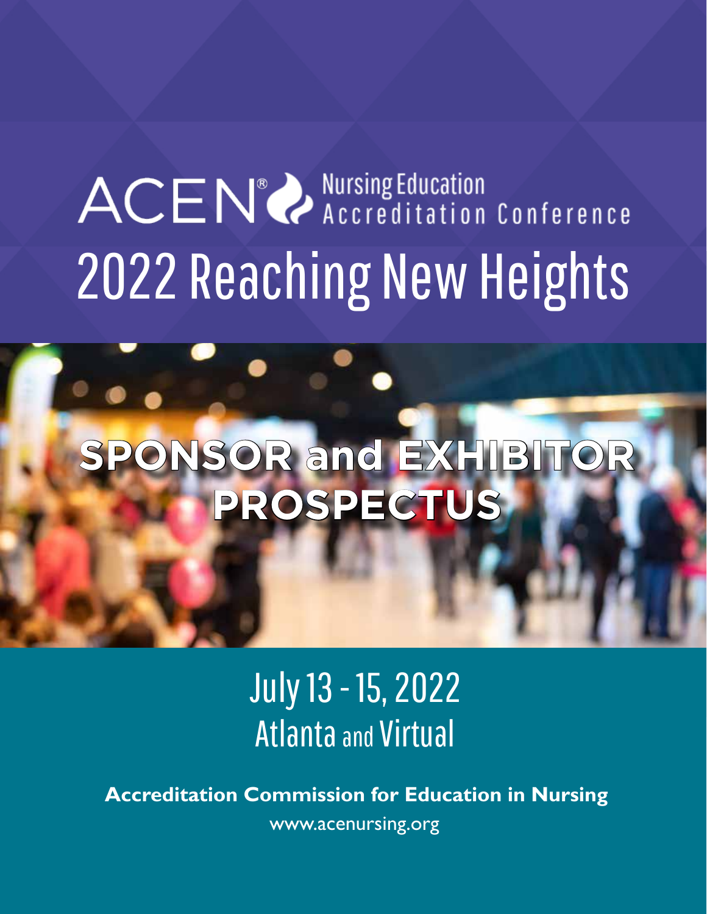# ACEN® Nursing Education Accreditation Conference

# 2022 Reaching New Heights

## SPONSOR and EXHIBITOR PROSPECTUS

July 13 - 15, 2022

Atlanta and Virtual

**Accreditation Commission for Education in Nursing**

www.acenursing.org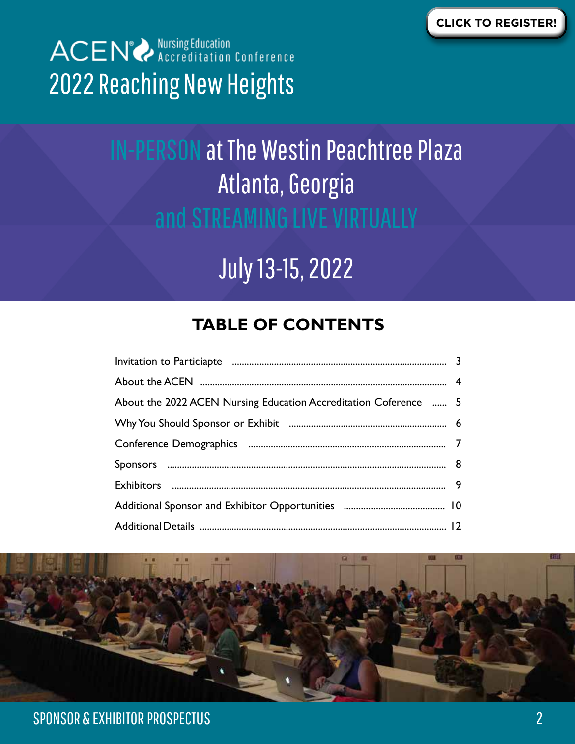CLICK TO REGISTER!

ACEN® Nursing Education Accreditation Conference

# 2022 Reaching New Heights

## IN-PERSON at The Westin Peachtree Plaza Atlanta, Georgia and STREAMING LIVE VIRTUALLY

## July 13-15, 2022

## TABLE OF CONTENTS

| | |
|---|---|
| Invitation to Particiapte | 3 |
| About the ACEN | 4 |
| About the 2022 ACEN Nursing Education Accreditation Coference | 5 |
| Why You Should Sponsor or Exhibit | 6 |
| Conference Demographics | 7 |
| Sponsors | 8 |
| Exhibitors | 9 |
| Additional Sponsor and Exhibitor Opportunities | 10 |
| Additional Details | 12 |

SPONSOR & EXHIBITOR PROSPECTUS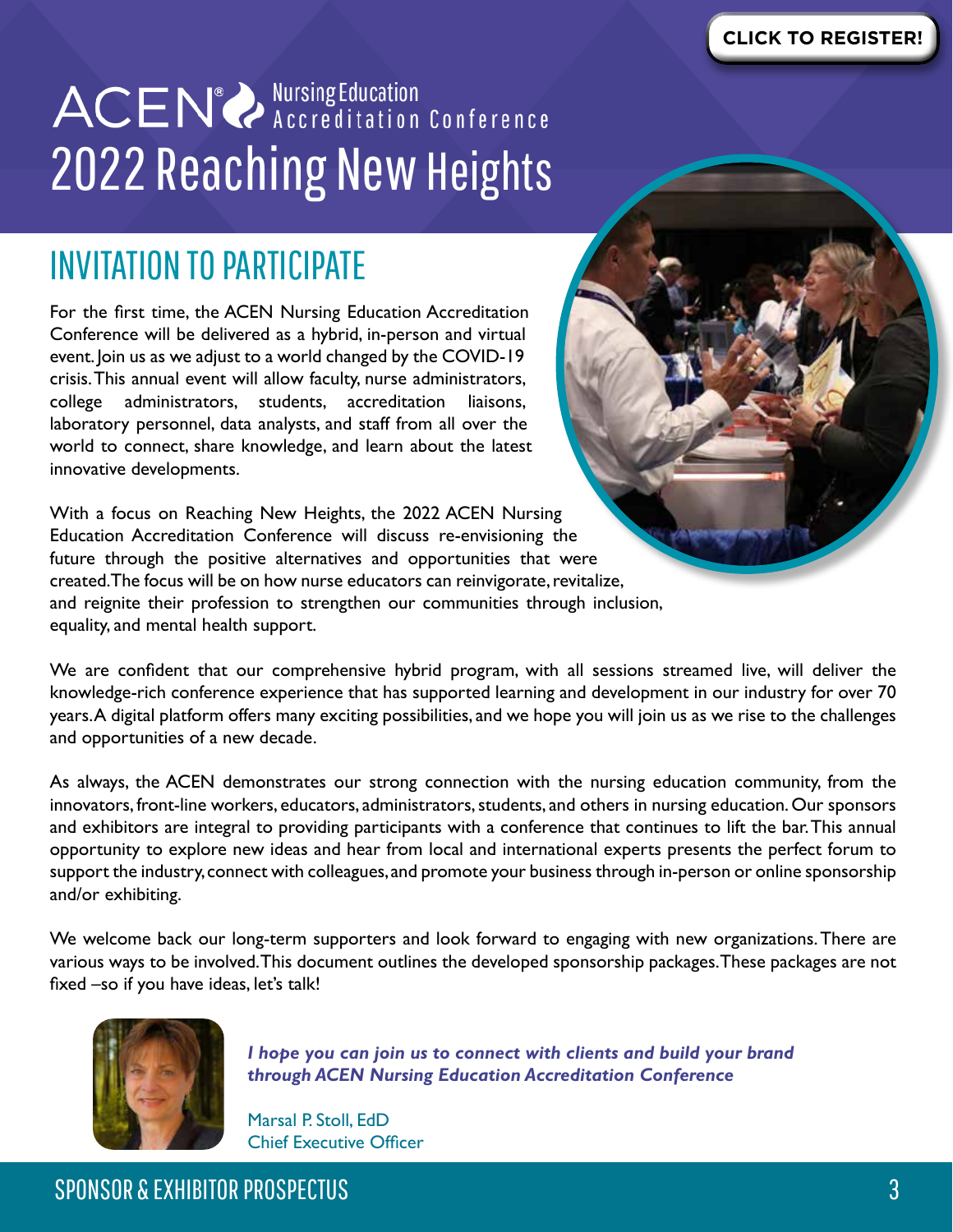CLICK TO REGISTER!

# ACEN® Nursing Education Accreditation Conference 2022 Reaching New Heights

## INVITATION TO PARTICIPATE

For the first time, the ACEN Nursing Education Accreditation Conference will be delivered as a hybrid, in-person and virtual event. Join us as we adjust to a world changed by the COVID-19 crisis. This annual event will allow faculty, nurse administrators, college administrators, students, accreditation liaisons, laboratory personnel, data analysts, and staff from all over the world to connect, share knowledge, and learn about the latest innovative developments.

With a focus on Reaching New Heights, the 2022 ACEN Nursing Education Accreditation Conference will discuss re-envisioning the future through the positive alternatives and opportunities that were created. The focus will be on how nurse educators can reinvigorate, revitalize, and reignite their profession to strengthen our communities through inclusion, equality, and mental health support.

We are confident that our comprehensive hybrid program, with all sessions streamed live, will deliver the knowledge-rich conference experience that has supported learning and development in our industry for over 70 years. A digital platform offers many exciting possibilities, and we hope you will join us as we rise to the challenges and opportunities of a new decade.

As always, the ACEN demonstrates our strong connection with the nursing education community, from the innovators, front-line workers, educators, administrators, students, and others in nursing education. Our sponsors and exhibitors are integral to providing participants with a conference that continues to lift the bar. This annual opportunity to explore new ideas and hear from local and international experts presents the perfect forum to support the industry, connect with colleagues, and promote your business through in-person or online sponsorship and/or exhibiting.

We welcome back our long-term supporters and look forward to engaging with new organizations. There are various ways to be involved. This document outlines the developed sponsorship packages. These packages are not fixed –so if you have ideas, let's talk!

***I hope you can join us to connect with clients and build your brand through ACEN Nursing Education Accreditation Conference***

Marsal P. Stoll, EdD
Chief Executive Officer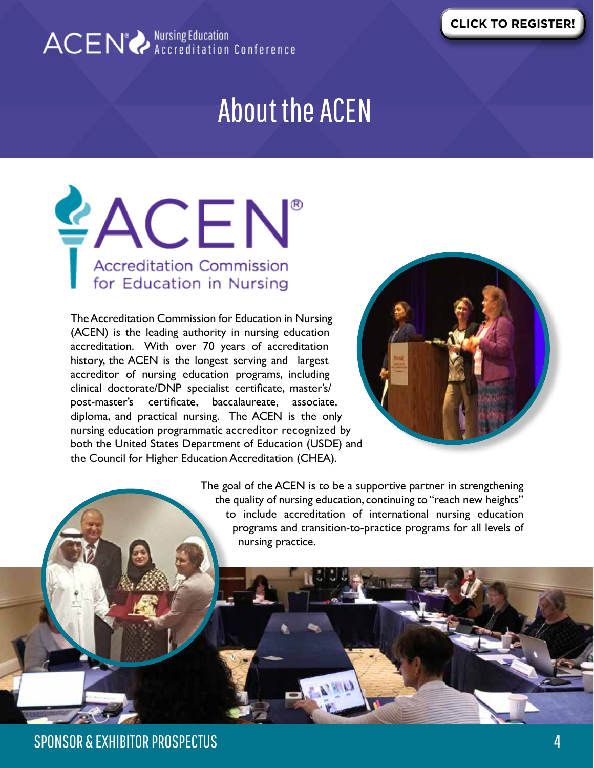# About the ACEN

ACEN®
Accreditation Commission for Education in Nursing

The Accreditation Commission for Education in Nursing (ACEN) is the leading authority in nursing education accreditation. With over 70 years of accreditation history, the ACEN is the longest serving and largest accreditor of nursing education programs, including clinical doctorate/DNP specialist certificate, master's/post-master's certificate, baccalaureate, associate, diploma, and practical nursing. The ACEN is the only nursing education programmatic accreditor recognized by both the United States Department of Education (USDE) and the Council for Higher Education Accreditation (CHEA).

The goal of the ACEN is to be a supportive partner in strengthening the quality of nursing education, continuing to "reach new heights" to include accreditation of international nursing education programs and transition-to-practice programs for all levels of nursing practice.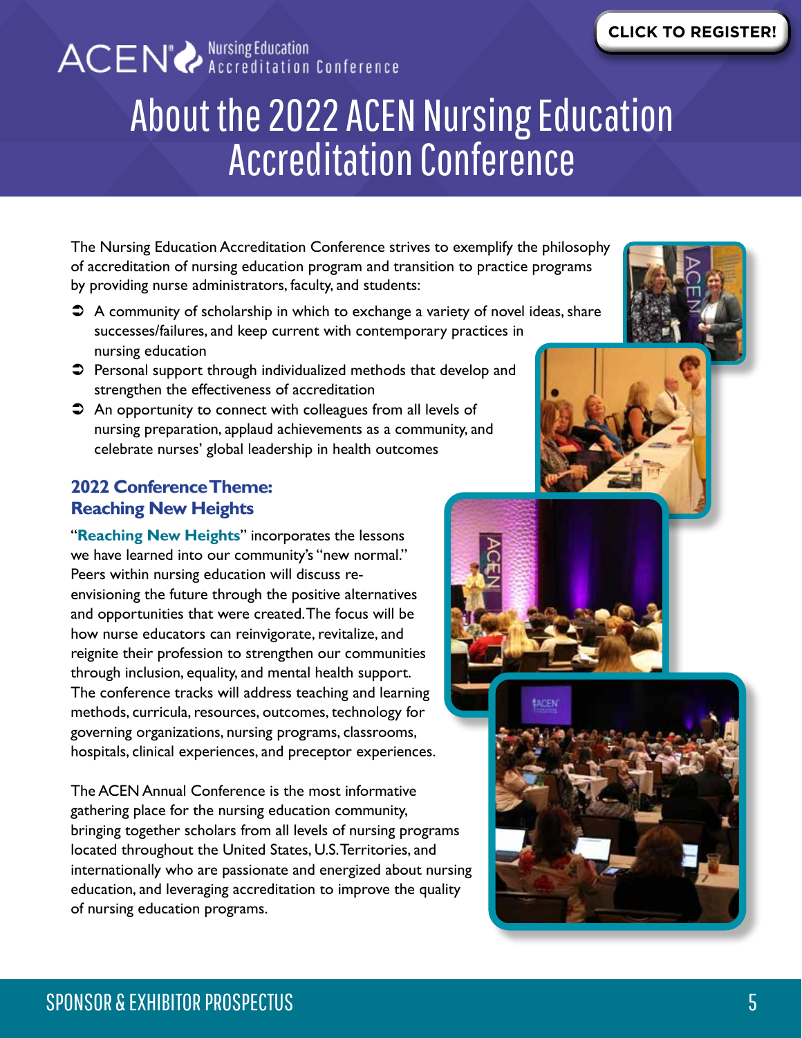CLICK TO REGISTER!

ACEN Nursing Education Accreditation Conference

# About the 2022 ACEN Nursing Education Accreditation Conference

The Nursing Education Accreditation Conference strives to exemplify the philosophy of accreditation of nursing education program and transition to practice programs by providing nurse administrators, faculty, and students:

- A community of scholarship in which to exchange a variety of novel ideas, share successes/failures, and keep current with contemporary practices in nursing education
- Personal support through individualized methods that develop and strengthen the effectiveness of accreditation
- An opportunity to connect with colleagues from all levels of nursing preparation, applaud achievements as a community, and celebrate nurses' global leadership in health outcomes

## 2022 Conference Theme: Reaching New Heights

"**Reaching New Heights**" incorporates the lessons we have learned into our community's "new normal." Peers within nursing education will discuss re-envisioning the future through the positive alternatives and opportunities that were created. The focus will be how nurse educators can reinvigorate, revitalize, and reignite their profession to strengthen our communities through inclusion, equality, and mental health support. The conference tracks will address teaching and learning methods, curricula, resources, outcomes, technology for governing organizations, nursing programs, classrooms, hospitals, clinical experiences, and preceptor experiences.

The ACEN Annual Conference is the most informative gathering place for the nursing education community, bringing together scholars from all levels of nursing programs located throughout the United States, U.S. Territories, and internationally who are passionate and energized about nursing education, and leveraging accreditation to improve the quality of nursing education programs.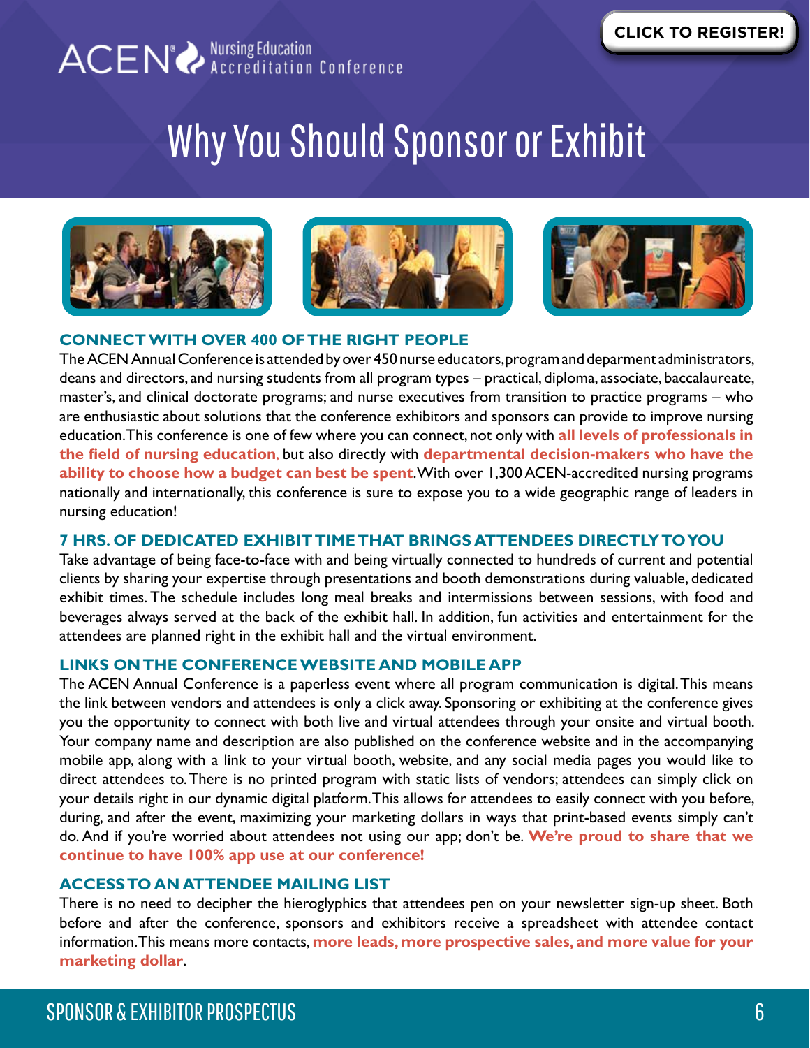CLICK TO REGISTER!

ACEN® Nursing Education Accreditation Conference

# Why You Should Sponsor or Exhibit

## CONNECT WITH OVER 400 OF THE RIGHT PEOPLE

The ACEN Annual Conference is attended by over 450 nurse educators, program and deparment administrators, deans and directors, and nursing students from all program types – practical, diploma, associate, baccalaureate, master's, and clinical doctorate programs; and nurse executives from transition to practice programs – who are enthusiastic about solutions that the conference exhibitors and sponsors can provide to improve nursing education. This conference is one of few where you can connect, not only with **all levels of professionals in the field of nursing education**, but also directly with **departmental decision-makers who have the ability to choose how a budget can best be spent**. With over 1,300 ACEN-accredited nursing programs nationally and internationally, this conference is sure to expose you to a wide geographic range of leaders in nursing education!

## 7 HRS. OF DEDICATED EXHIBIT TIME THAT BRINGS ATTENDEES DIRECTLY TO YOU

Take advantage of being face-to-face with and being virtually connected to hundreds of current and potential clients by sharing your expertise through presentations and booth demonstrations during valuable, dedicated exhibit times. The schedule includes long meal breaks and intermissions between sessions, with food and beverages always served at the back of the exhibit hall. In addition, fun activities and entertainment for the attendees are planned right in the exhibit hall and the virtual environment.

## LINKS ON THE CONFERENCE WEBSITE AND MOBILE APP

The ACEN Annual Conference is a paperless event where all program communication is digital. This means the link between vendors and attendees is only a click away. Sponsoring or exhibiting at the conference gives you the opportunity to connect with both live and virtual attendees through your onsite and virtual booth. Your company name and description are also published on the conference website and in the accompanying mobile app, along with a link to your virtual booth, website, and any social media pages you would like to direct attendees to. There is no printed program with static lists of vendors; attendees can simply click on your details right in our dynamic digital platform. This allows for attendees to easily connect with you before, during, and after the event, maximizing your marketing dollars in ways that print-based events simply can't do. And if you're worried about attendees not using our app; don't be. **We're proud to share that we continue to have 100% app use at our conference!**

## ACCESS TO AN ATTENDEE MAILING LIST

There is no need to decipher the hieroglyphics that attendees pen on your newsletter sign-up sheet. Both before and after the conference, sponsors and exhibitors receive a spreadsheet with attendee contact information. This means more contacts, **more leads, more prospective sales, and more value for your marketing dollar**.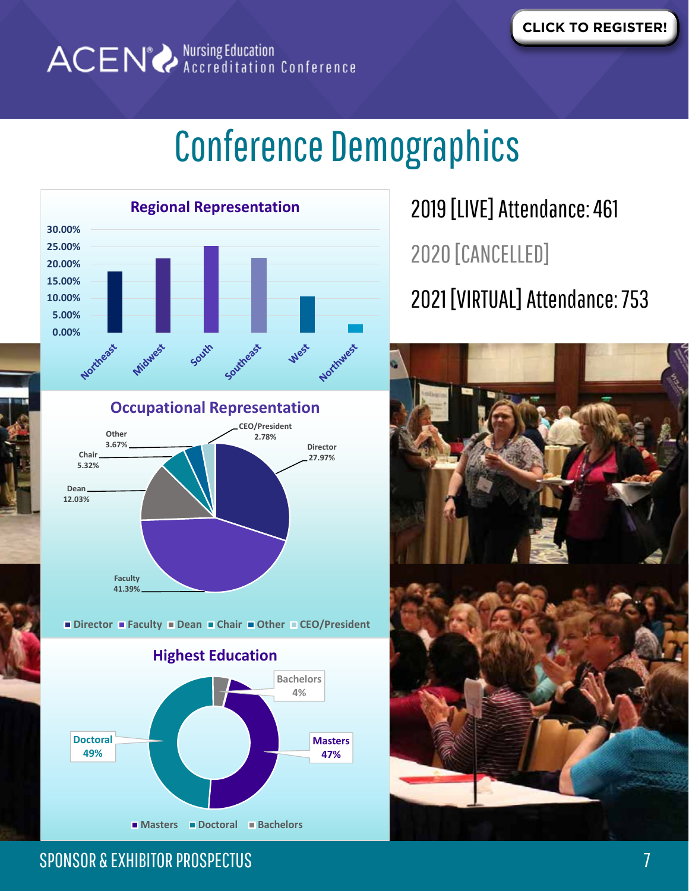# Conference Demographics

2019 [LIVE] Attendance: 461

2020 [CANCELLED]

2021 [VIRTUAL] Attendance: 753

## Regional Representation

Northeast, Midwest, South, Southeast, West, Northwest

## Occupational Representation

| Occupation | Percentage |
| --- | --- |
| Director | 27.97% |
| Faculty | 41.39% |
| Dean | 12.03% |
| Chair | 5.32% |
| Other | 3.67% |
| CEO/President | 2.78% |

## Highest Education

| Education | Percentage |
| --- | --- |
| Masters | 47% |
| Doctoral | 49% |
| Bachelors | 4% |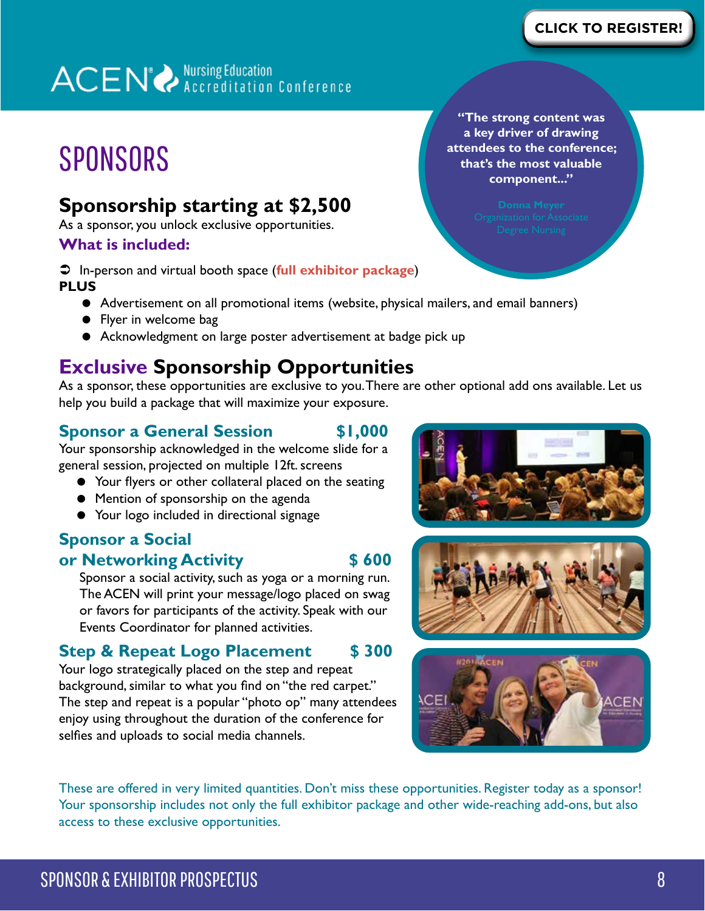CLICK TO REGISTER!

ACEN® Nursing Education Accreditation Conference

# SPONSORS

> "The strong content was a key driver of drawing attendees to the conference; that's the most valuable component..."
>
> Donna Meyer
> Organization for Associate Degree Nursing

## Sponsorship starting at $2,500

As a sponsor, you unlock exclusive opportunities.

### What is included:

➲ In-person and virtual booth space (**full exhibitor package**)

**PLUS**

- Advertisement on all promotional items (website, physical mailers, and email banners)
- Flyer in welcome bag
- Acknowledgment on large poster advertisement at badge pick up

## Exclusive Sponsorship Opportunities

As a sponsor, these opportunities are exclusive to you. There are other optional add ons available. Let us help you build a package that will maximize your exposure.

### Sponsor a General Session — $1,000

Your sponsorship acknowledged in the welcome slide for a general session, projected on multiple 12ft. screens

- Your flyers or other collateral placed on the seating
- Mention of sponsorship on the agenda
- Your logo included in directional signage

### Sponsor a Social or Networking Activity — $ 600

Sponsor a social activity, such as yoga or a morning run. The ACEN will print your message/logo placed on swag or favors for participants of the activity. Speak with our Events Coordinator for planned activities.

### Step & Repeat Logo Placement — $ 300

Your logo strategically placed on the step and repeat background, similar to what you find on "the red carpet." The step and repeat is a popular "photo op" many attendees enjoy using throughout the duration of the conference for selfies and uploads to social media channels.

These are offered in very limited quantities. Don't miss these opportunities. Register today as a sponsor! Your sponsorship includes not only the full exhibitor package and other wide-reaching add-ons, but also access to these exclusive opportunities.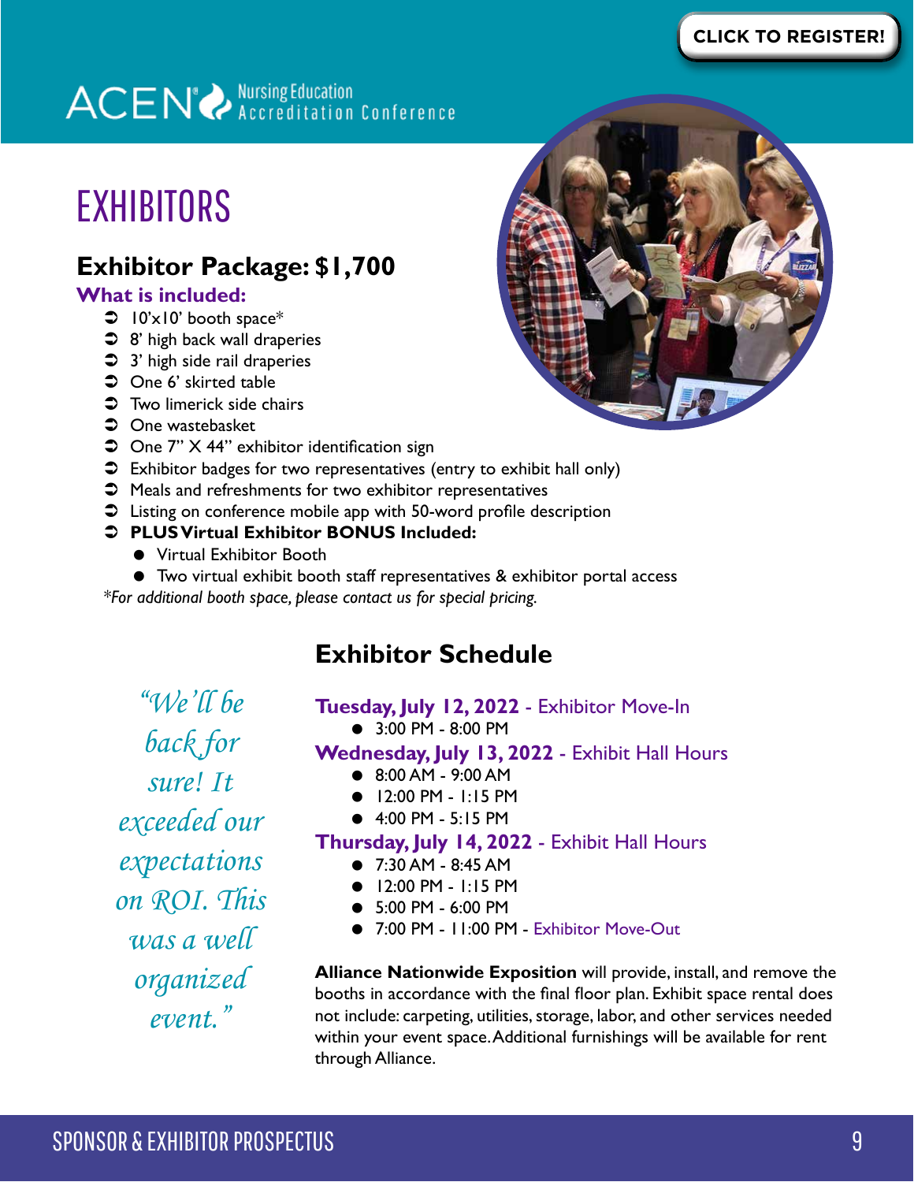CLICK TO REGISTER!

ACEN Nursing Education Accreditation Conference

# EXHIBITORS

## Exhibitor Package: $1,700

**What is included:**

- 10'x10' booth space*
- 8' high back wall draperies
- 3' high side rail draperies
- One 6' skirted table
- Two limerick side chairs
- One wastebasket
- One 7" X 44" exhibitor identification sign
- Exhibitor badges for two representatives (entry to exhibit hall only)
- Meals and refreshments for two exhibitor representatives
- Listing on conference mobile app with 50-word profile description
- **PLUS Virtual Exhibitor BONUS Included:**
  - Virtual Exhibitor Booth
  - Two virtual exhibit booth staff representatives & exhibitor portal access

*\*For additional booth space, please contact us for special pricing.*

*"We'll be back for sure! It exceeded our expectations on ROI. This was a well organized event."*

## Exhibitor Schedule

**Tuesday, July 12, 2022** - Exhibitor Move-In

- 3:00 PM - 8:00 PM

**Wednesday, July 13, 2022** - Exhibit Hall Hours

- 8:00 AM - 9:00 AM
- 12:00 PM - 1:15 PM
- 4:00 PM - 5:15 PM

**Thursday, July 14, 2022** - Exhibit Hall Hours

- 7:30 AM - 8:45 AM
- 12:00 PM - 1:15 PM
- 5:00 PM - 6:00 PM
- 7:00 PM - 11:00 PM - Exhibitor Move-Out

**Alliance Nationwide Exposition** will provide, install, and remove the booths in accordance with the final floor plan. Exhibit space rental does not include: carpeting, utilities, storage, labor, and other services needed within your event space. Additional furnishings will be available for rent through Alliance.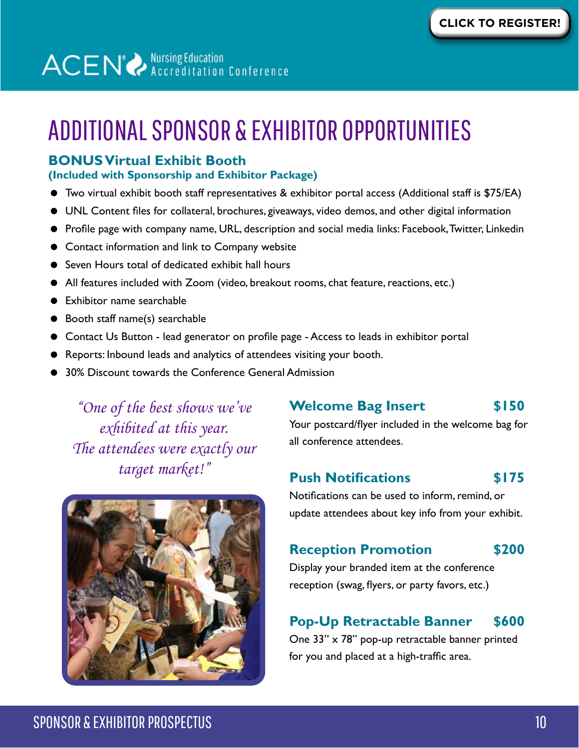CLICK TO REGISTER!

ACEN® Nursing Education Accreditation Conference

# ADDITIONAL SPONSOR & EXHIBITOR OPPORTUNITIES

### BONUS Virtual Exhibit Booth
**(Included with Sponsorship and Exhibitor Package)**

- Two virtual exhibit booth staff representatives & exhibitor portal access (Additional staff is $75/EA)
- UNL Content files for collateral, brochures, giveaways, video demos, and other digital information
- Profile page with company name, URL, description and social media links: Facebook, Twitter, Linkedin
- Contact information and link to Company website
- Seven Hours total of dedicated exhibit hall hours
- All features included with Zoom (video, breakout rooms, chat feature, reactions, etc.)
- Exhibitor name searchable
- Booth staff name(s) searchable
- Contact Us Button - lead generator on profile page - Access to leads in exhibitor portal
- Reports: Inbound leads and analytics of attendees visiting your booth.
- 30% Discount towards the Conference General Admission

*"One of the best shows we've exhibited at this year. The attendees were exactly our target market!"*

### Welcome Bag Insert — $150
Your postcard/flyer included in the welcome bag for all conference attendees.

### Push Notifications — $175
Notifications can be used to inform, remind, or update attendees about key info from your exhibit.

### Reception Promotion — $200
Display your branded item at the conference reception (swag, flyers, or party favors, etc.)

### Pop-Up Retractable Banner — $600
One 33" x 78" pop-up retractable banner printed for you and placed at a high-traffic area.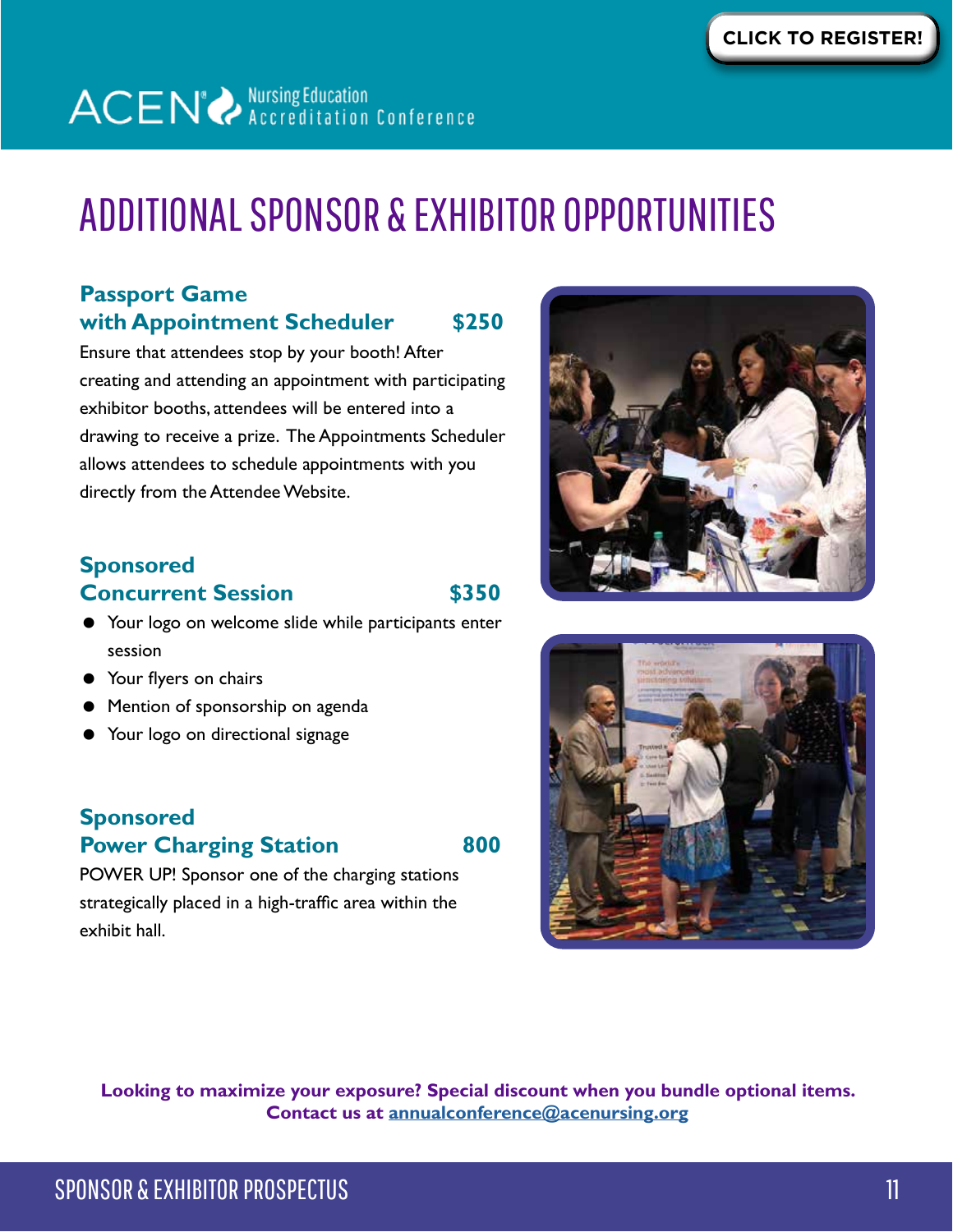CLICK TO REGISTER!

ACEN Nursing Education Accreditation Conference

# ADDITIONAL SPONSOR & EXHIBITOR OPPORTUNITIES

### Passport Game with Appointment Scheduler $250

Ensure that attendees stop by your booth! After creating and attending an appointment with participating exhibitor booths, attendees will be entered into a drawing to receive a prize. The Appointments Scheduler allows attendees to schedule appointments with you directly from the Attendee Website.

### Sponsored Concurrent Session $350

- Your logo on welcome slide while participants enter session
- Your flyers on chairs
- Mention of sponsorship on agenda
- Your logo on directional signage

### Sponsored Power Charging Station 800

POWER UP! Sponsor one of the charging stations strategically placed in a high-traffic area within the exhibit hall.

**Looking to maximize your exposure? Special discount when you bundle optional items. Contact us at annualconference@acenursing.org**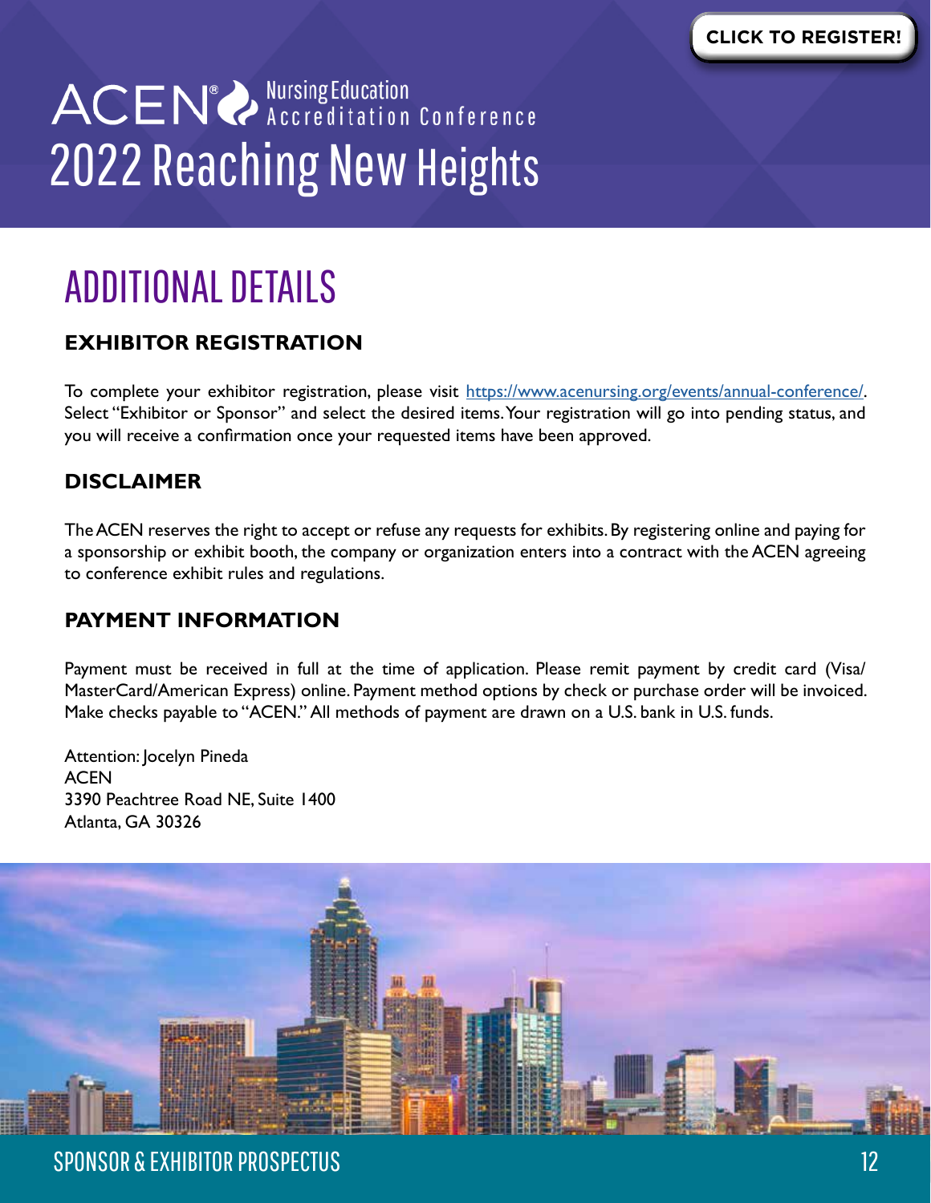CLICK TO REGISTER!

ACEN® Nursing Education Accreditation Conference

# 2022 Reaching New Heights

## ADDITIONAL DETAILS

### EXHIBITOR REGISTRATION

To complete your exhibitor registration, please visit https://www.acenursing.org/events/annual-conference/. Select "Exhibitor or Sponsor" and select the desired items. Your registration will go into pending status, and you will receive a confirmation once your requested items have been approved.

### DISCLAIMER

The ACEN reserves the right to accept or refuse any requests for exhibits. By registering online and paying for a sponsorship or exhibit booth, the company or organization enters into a contract with the ACEN agreeing to conference exhibit rules and regulations.

### PAYMENT INFORMATION

Payment must be received in full at the time of application. Please remit payment by credit card (Visa/MasterCard/American Express) online. Payment method options by check or purchase order will be invoiced. Make checks payable to "ACEN." All methods of payment are drawn on a U.S. bank in U.S. funds.

Attention: Jocelyn Pineda
ACEN
3390 Peachtree Road NE, Suite 1400
Atlanta, GA 30326